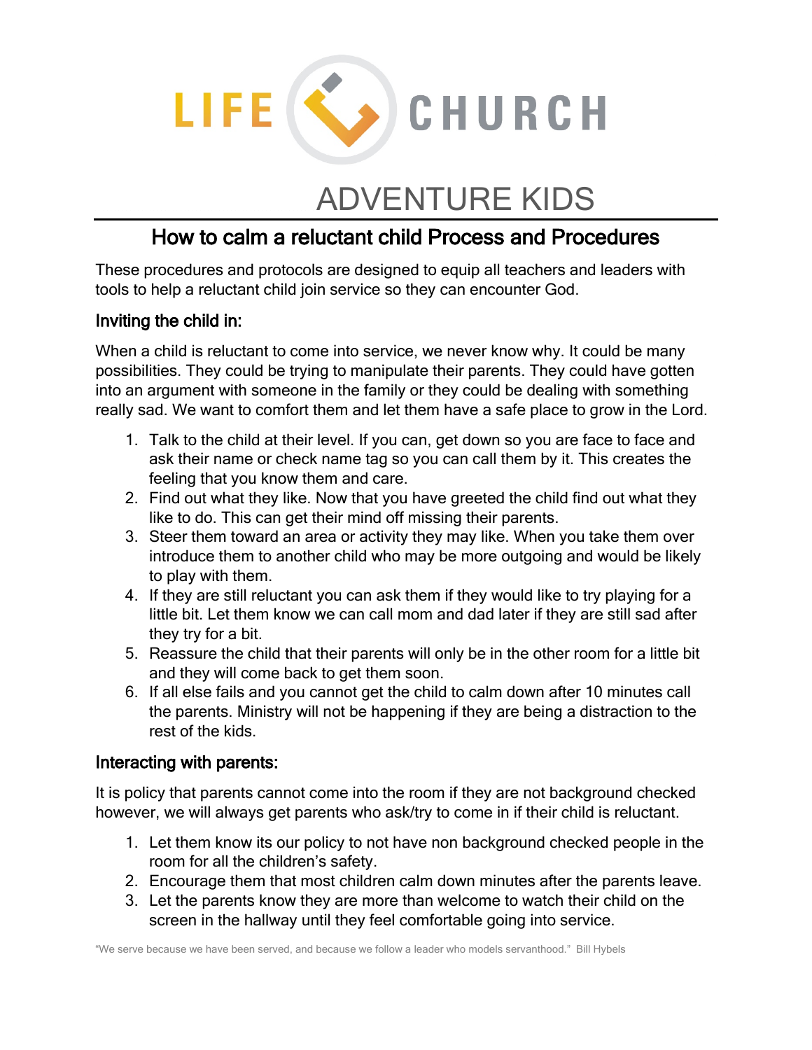LIFE CHURCH

# ADVENTURE KIDS

## How to calm a reluctant child Process and Procedures

These procedures and protocols are designed to equip all teachers and leaders with tools to help a reluctant child join service so they can encounter God.

### Inviting the child in:

When a child is reluctant to come into service, we never know why. It could be many possibilities. They could be trying to manipulate their parents. They could have gotten into an argument with someone in the family or they could be dealing with something really sad. We want to comfort them and let them have a safe place to grow in the Lord.

1. Talk to the child at their level. If you can, get down so you are face to face and ask their name or check name tag so you can call them by it. This creates the feeling that you know them and care.
2. Find out what they like. Now that you have greeted the child find out what they like to do. This can get their mind off missing their parents.
3. Steer them toward an area or activity they may like. When you take them over introduce them to another child who may be more outgoing and would be likely to play with them.
4. If they are still reluctant you can ask them if they would like to try playing for a little bit. Let them know we can call mom and dad later if they are still sad after they try for a bit.
5. Reassure the child that their parents will only be in the other room for a little bit and they will come back to get them soon.
6. If all else fails and you cannot get the child to calm down after 10 minutes call the parents. Ministry will not be happening if they are being a distraction to the rest of the kids.

### Interacting with parents:

It is policy that parents cannot come into the room if they are not background checked however, we will always get parents who ask/try to come in if their child is reluctant.

1. Let them know its our policy to not have non background checked people in the room for all the children's safety.
2. Encourage them that most children calm down minutes after the parents leave.
3. Let the parents know they are more than welcome to watch their child on the screen in the hallway until they feel comfortable going into service.

"We serve because we have been served, and because we follow a leader who models servanthood." Bill Hybels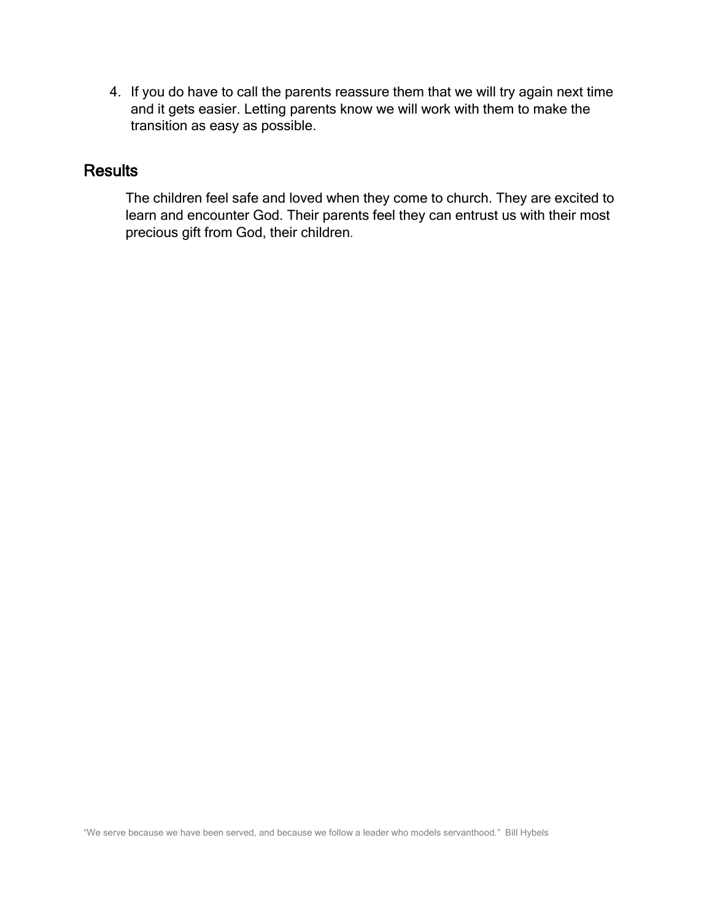4. If you do have to call the parents reassure them that we will try again next time and it gets easier. Letting parents know we will work with them to make the transition as easy as possible.

## Results

The children feel safe and loved when they come to church. They are excited to learn and encounter God. Their parents feel they can entrust us with their most precious gift from God, their children.